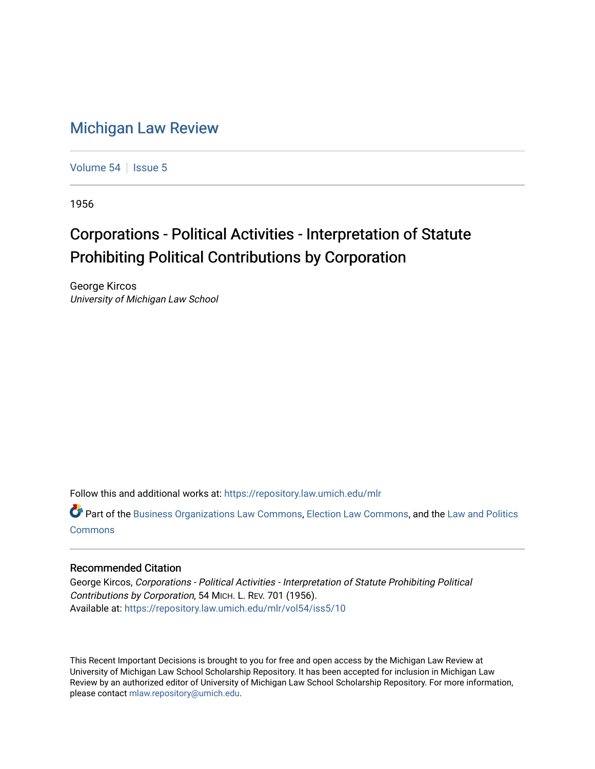# Michigan Law Review

Volume 54 | Issue 5

1956

## Corporations - Political Activities - Interpretation of Statute Prohibiting Political Contributions by Corporation

George Kircos
*University of Michigan Law School*

Follow this and additional works at: https://repository.law.umich.edu/mlr

Part of the Business Organizations Law Commons, Election Law Commons, and the Law and Politics Commons

### Recommended Citation

George Kircos, *Corporations - Political Activities - Interpretation of Statute Prohibiting Political Contributions by Corporation*, 54 MICH. L. REV. 701 (1956).
Available at: https://repository.law.umich.edu/mlr/vol54/iss5/10

This Recent Important Decisions is brought to you for free and open access by the Michigan Law Review at University of Michigan Law School Scholarship Repository. It has been accepted for inclusion in Michigan Law Review by an authorized editor of University of Michigan Law School Scholarship Repository. For more information, please contact mlaw.repository@umich.edu.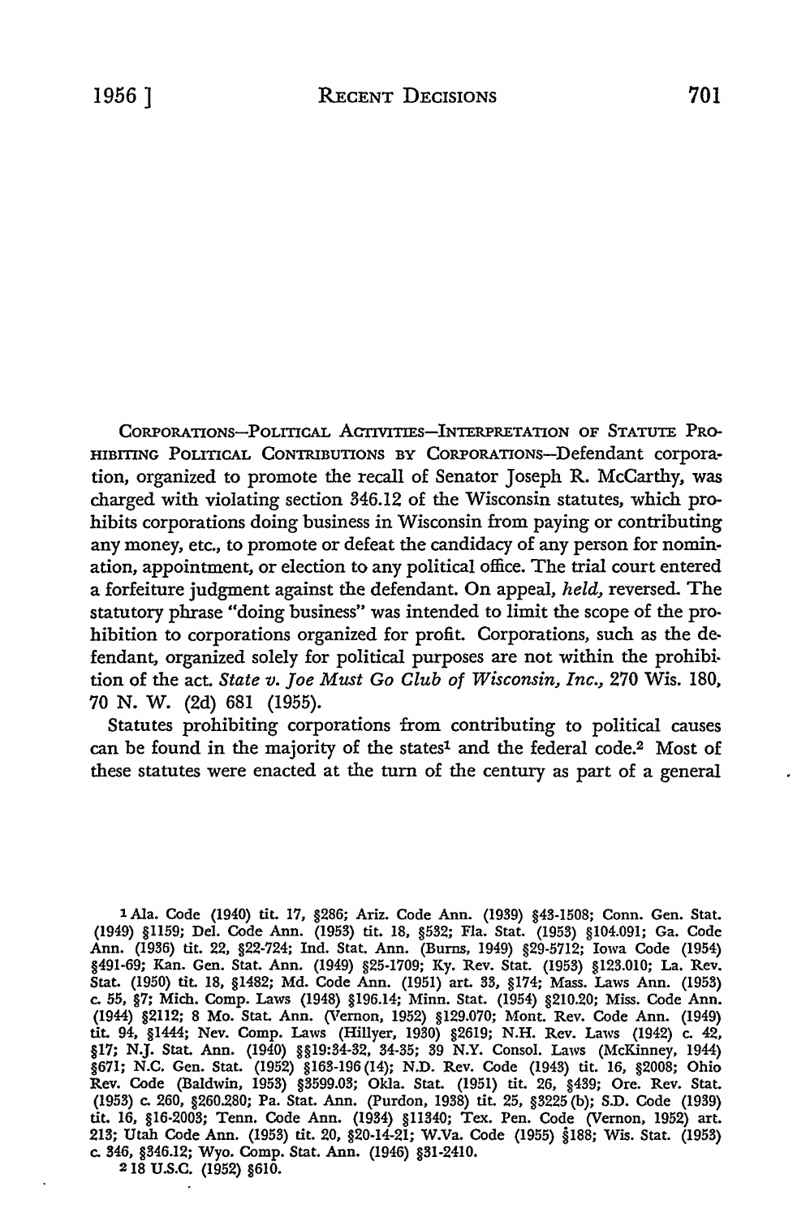CORPORATIONS—POLITICAL ACTIVITIES—INTERPRETATION OF STATUTE PROHIBITING POLITICAL CONTRIBUTIONS BY CORPORATIONS—Defendant corporation, organized to promote the recall of Senator Joseph R. McCarthy, was charged with violating section 346.12 of the Wisconsin statutes, which prohibits corporations doing business in Wisconsin from paying or contributing any money, etc., to promote or defeat the candidacy of any person for nomination, appointment, or election to any political office. The trial court entered a forfeiture judgment against the defendant. On appeal, *held,* reversed. The statutory phrase "doing business" was intended to limit the scope of the prohibition to corporations organized for profit. Corporations, such as the defendant, organized solely for political purposes are not within the prohibition of the act. *State v. Joe Must Go Club of Wisconsin, Inc.,* 270 Wis. 180, 70 N. W. (2d) 681 (1955).

Statutes prohibiting corporations from contributing to political causes can be found in the majority of the states[1] and the federal code.[2] Most of these statutes were enacted at the turn of the century as part of a general

---

[1] Ala. Code (1940) tit. 17, §286; Ariz. Code Ann. (1939) §43-1508; Conn. Gen. Stat. (1949) §1159; Del. Code Ann. (1953) tit. 18, §532; Fla. Stat. (1953) §104.091; Ga. Code Ann. (1936) tit. 22, §22-724; Ind. Stat. Ann. (Burns, 1949) §29-5712; Iowa Code (1954) §491-69; Kan. Gen. Stat. Ann. (1949) §25-1709; Ky. Rev. Stat. (1953) §123.010; La. Rev. Stat. (1950) tit. 18, §1482; Md. Code Ann. (1951) art. 33, §174; Mass. Laws Ann. (1953) c. 55, §7; Mich. Comp. Laws (1948) §196.14; Minn. Stat. (1954) §210.20; Miss. Code Ann. (1944) §2112; 8 Mo. Stat. Ann. (Vernon, 1952) §129.070; Mont. Rev. Code Ann. (1949) tit. 94, §1444; Nev. Comp. Laws (Hillyer, 1930) §2619; N.H. Rev. Laws (1942) c. 42, §17; N.J. Stat. Ann. (1940) §§19:34-32, 34-35; 39 N.Y. Consol. Laws (McKinney, 1944) §671; N.C. Gen. Stat. (1952) §163-196(14); N.D. Rev. Code (1943) tit. 16, §2008; Ohio Rev. Code (Baldwin, 1953) §3599.03; Okla. Stat. (1951) tit. 26, §439; Ore. Rev. Stat. (1953) c. 260, §260.280; Pa. Stat. Ann. (Purdon, 1938) tit. 25, §3225(b); S.D. Code (1939) tit. 16, §16-2003; Tenn. Code Ann. (1934) §11340; Tex. Pen. Code (Vernon, 1952) art. 213; Utah Code Ann. (1953) tit. 20, §20-14-21; W.Va. Code (1955) §188; Wis. Stat. (1953) c. 346, §346.12; Wyo. Comp. Stat. Ann. (1946) §31-2410.

[2] 18 U.S.C. (1952) §610.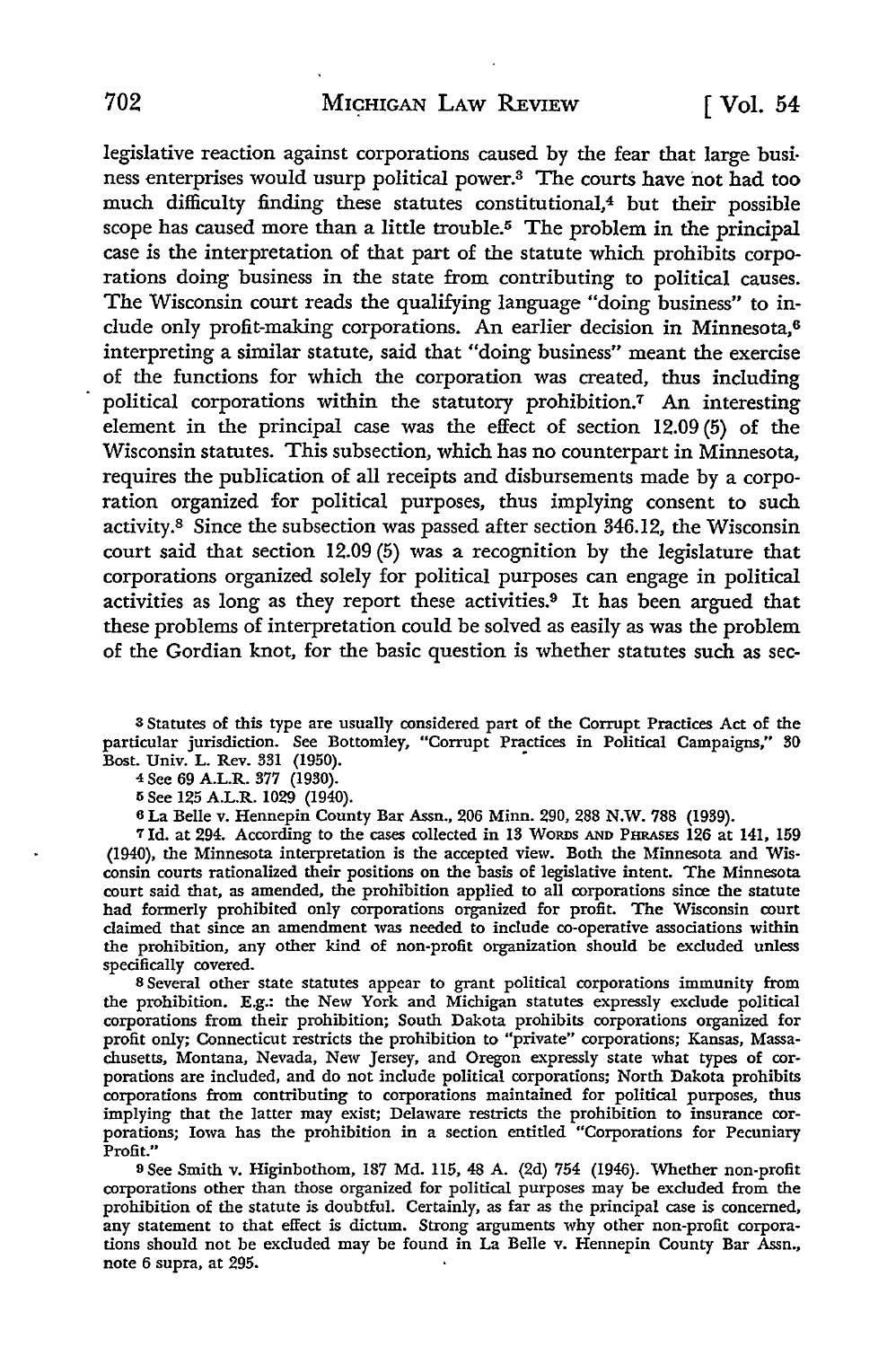legislative reaction against corporations caused by the fear that large business enterprises would usurp political power.[3] The courts have not had too much difficulty finding these statutes constitutional,[4] but their possible scope has caused more than a little trouble.[5] The problem in the principal case is the interpretation of that part of the statute which prohibits corporations doing business in the state from contributing to political causes. The Wisconsin court reads the qualifying language "doing business" to include only profit-making corporations. An earlier decision in Minnesota,[6] interpreting a similar statute, said that "doing business" meant the exercise of the functions for which the corporation was created, thus including political corporations within the statutory prohibition.[7] An interesting element in the principal case was the effect of section 12.09 (5) of the Wisconsin statutes. This subsection, which has no counterpart in Minnesota, requires the publication of all receipts and disbursements made by a corporation organized for political purposes, thus implying consent to such activity.[8] Since the subsection was passed after section 346.12, the Wisconsin court said that section 12.09 (5) was a recognition by the legislature that corporations organized solely for political purposes can engage in political activities as long as they report these activities.[9] It has been argued that these problems of interpretation could be solved as easily as was the problem of the Gordian knot, for the basic question is whether statutes such as sec-

---

[3] Statutes of this type are usually considered part of the Corrupt Practices Act of the particular jurisdiction. See Bottomley, "Corrupt Practices in Political Campaigns," 30 Bost. Univ. L. Rev. 331 (1950).

[4] See 69 A.L.R. 377 (1930).

[5] See 125 A.L.R. 1029 (1940).

[6] La Belle v. Hennepin County Bar Assn., 206 Minn. 290, 288 N.W. 788 (1939).

[7] Id. at 294. According to the cases collected in 13 WORDS AND PHRASES 126 at 141, 159 (1940), the Minnesota interpretation is the accepted view. Both the Minnesota and Wisconsin courts rationalized their positions on the basis of legislative intent. The Minnesota court said that, as amended, the prohibition applied to all corporations since the statute had formerly prohibited only corporations organized for profit. The Wisconsin court claimed that since an amendment was needed to include co-operative associations within the prohibition, any other kind of non-profit organization should be excluded unless specifically covered.

[8] Several other state statutes appear to grant political corporations immunity from the prohibition. E.g.: the New York and Michigan statutes expressly exclude political corporations from their prohibition; South Dakota prohibits corporations organized for profit only; Connecticut restricts the prohibition to "private" corporations; Kansas, Massachusetts, Montana, Nevada, New Jersey, and Oregon expressly state what types of corporations are included, and do not include political corporations; North Dakota prohibits corporations from contributing to corporations maintained for political purposes, thus implying that the latter may exist; Delaware restricts the prohibition to insurance corporations; Iowa has the prohibition in a section entitled "Corporations for Pecuniary Profit."

[9] See Smith v. Higinbothom, 187 Md. 115, 48 A. (2d) 754 (1946). Whether non-profit corporations other than those organized for political purposes may be excluded from the prohibition of the statute is doubtful. Certainly, as far as the principal case is concerned, any statement to that effect is dictum. Strong arguments why other non-profit corporations should not be excluded may be found in La Belle v. Hennepin County Bar Assn., note 6 supra, at 295.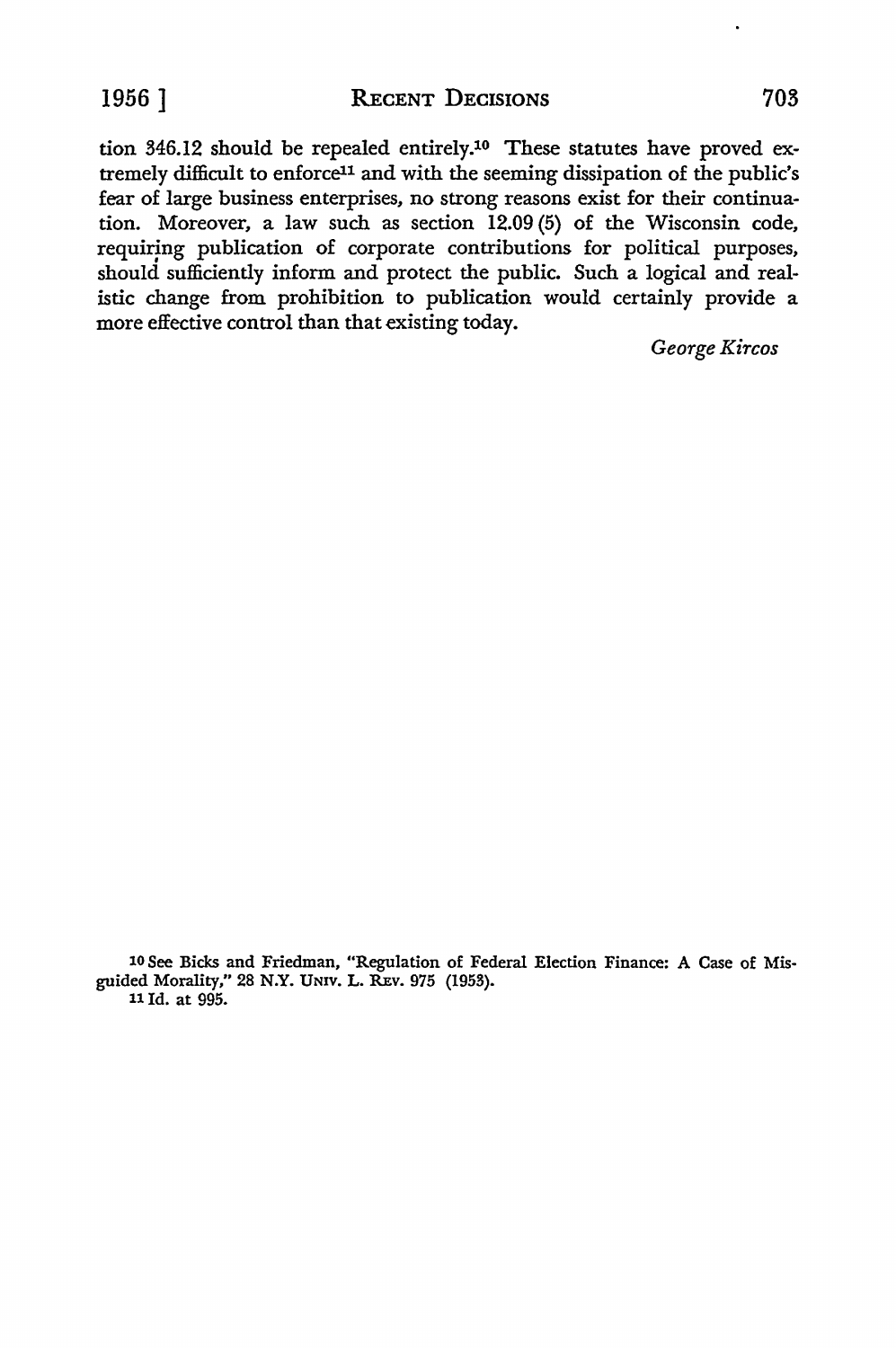tion 346.12 should be repealed entirely.[10] These statutes have proved extremely difficult to enforce[11] and with the seeming dissipation of the public's fear of large business enterprises, no strong reasons exist for their continuation. Moreover, a law such as section 12.09 (5) of the Wisconsin code, requiring publication of corporate contributions for political purposes, should sufficiently inform and protect the public. Such a logical and realistic change from prohibition to publication would certainly provide a more effective control than that existing today.

*George Kircos*

[10] See Bicks and Friedman, "Regulation of Federal Election Finance: A Case of Misguided Morality," 28 N.Y. Univ. L. Rev. 975 (1953).

[11] Id. at 995.